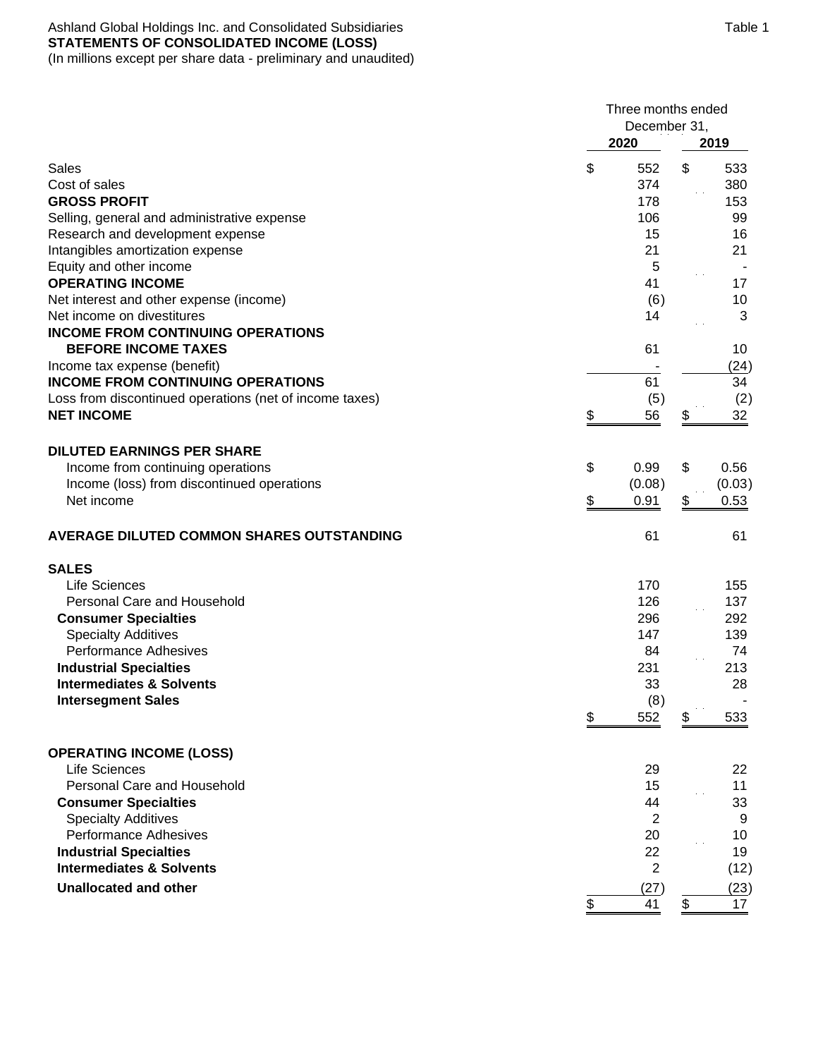Ashland Global Holdings Inc. and Consolidated Subsidiaries

Table 1

**STATEMENTS OF CONSOLIDATED INCOME (LOSS)**

(In millions except per share data - preliminary and unaudited)

| | Three months ended December 31, | |
|---|---|---|
| | **2020** | **2019** |
| Sales | $ 552 | $ 533 |
| Cost of sales | 374 | 380 |
| **GROSS PROFIT** | 178 | 153 |
| Selling, general and administrative expense | 106 | 99 |
| Research and development expense | 15 | 16 |
| Intangibles amortization expense | 21 | 21 |
| Equity and other income | 5 | - |
| **OPERATING INCOME** | 41 | 17 |
| Net interest and other expense (income) | (6) | 10 |
| Net income on divestitures | 14 | 3 |
| **INCOME FROM CONTINUING OPERATIONS BEFORE INCOME TAXES** | 61 | 10 |
| Income tax expense (benefit) | - | (24) |
| **INCOME FROM CONTINUING OPERATIONS** | 61 | 34 |
| Loss from discontinued operations (net of income taxes) | (5) | (2) |
| **NET INCOME** | $ 56 | $ 32 |
| | | |
| **DILUTED EARNINGS PER SHARE** | | |
| Income from continuing operations | $ 0.99 | $ 0.56 |
| Income (loss) from discontinued operations | (0.08) | (0.03) |
| Net income | $ 0.91 | $ 0.53 |
| | | |
| **AVERAGE DILUTED COMMON SHARES OUTSTANDING** | 61 | 61 |
| | | |
| **SALES** | | |
| Life Sciences | 170 | 155 |
| Personal Care and Household | 126 | 137 |
| **Consumer Specialties** | 296 | 292 |
| Specialty Additives | 147 | 139 |
| Performance Adhesives | 84 | 74 |
| **Industrial Specialties** | 231 | 213 |
| **Intermediates & Solvents** | 33 | 28 |
| **Intersegment Sales** | (8) | - |
| | $ 552 | $ 533 |
| | | |
| **OPERATING INCOME (LOSS)** | | |
| Life Sciences | 29 | 22 |
| Personal Care and Household | 15 | 11 |
| **Consumer Specialties** | 44 | 33 |
| Specialty Additives | 2 | 9 |
| Performance Adhesives | 20 | 10 |
| **Industrial Specialties** | 22 | 19 |
| **Intermediates & Solvents** | 2 | (12) |
| **Unallocated and other** | (27) | (23) |
| | $ 41 | $ 17 |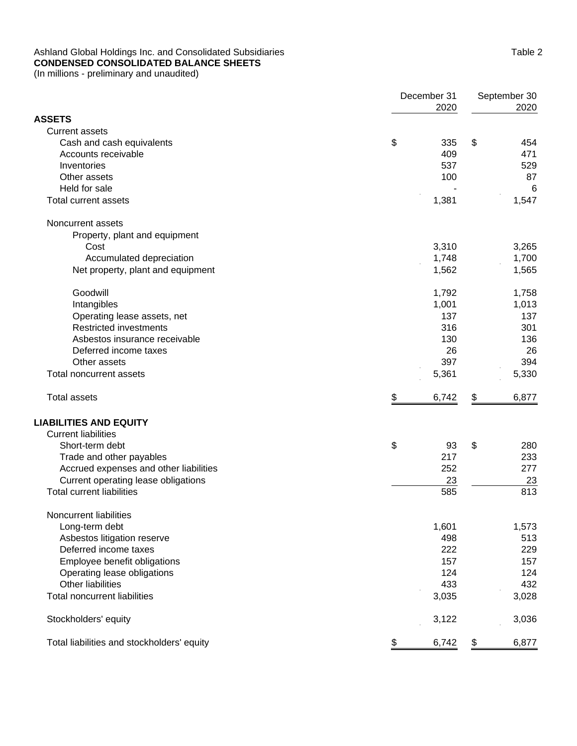Ashland Global Holdings Inc. and Consolidated Subsidiaries

Table 2

**CONDENSED CONSOLIDATED BALANCE SHEETS**

(In millions - preliminary and unaudited)

| | December 31 2020 | September 30 2020 |
|---|---|---|
| **ASSETS** | | |
| Current assets | | |
| Cash and cash equivalents | $ 335 | $ 454 |
| Accounts receivable | 409 | 471 |
| Inventories | 537 | 529 |
| Other assets | 100 | 87 |
| Held for sale | - | 6 |
| Total current assets | 1,381 | 1,547 |
| | | |
| Noncurrent assets | | |
| Property, plant and equipment | | |
| Cost | 3,310 | 3,265 |
| Accumulated depreciation | 1,748 | 1,700 |
| Net property, plant and equipment | 1,562 | 1,565 |
| | | |
| Goodwill | 1,792 | 1,758 |
| Intangibles | 1,001 | 1,013 |
| Operating lease assets, net | 137 | 137 |
| Restricted investments | 316 | 301 |
| Asbestos insurance receivable | 130 | 136 |
| Deferred income taxes | 26 | 26 |
| Other assets | 397 | 394 |
| Total noncurrent assets | 5,361 | 5,330 |
| | | |
| Total assets | $ 6,742 | $ 6,877 |
| | | |
| **LIABILITIES AND EQUITY** | | |
| Current liabilities | | |
| Short-term debt | $ 93 | $ 280 |
| Trade and other payables | 217 | 233 |
| Accrued expenses and other liabilities | 252 | 277 |
| Current operating lease obligations | 23 | 23 |
| Total current liabilities | 585 | 813 |
| | | |
| Noncurrent liabilities | | |
| Long-term debt | 1,601 | 1,573 |
| Asbestos litigation reserve | 498 | 513 |
| Deferred income taxes | 222 | 229 |
| Employee benefit obligations | 157 | 157 |
| Operating lease obligations | 124 | 124 |
| Other liabilities | 433 | 432 |
| Total noncurrent liabilities | 3,035 | 3,028 |
| | | |
| Stockholders' equity | 3,122 | 3,036 |
| | | |
| Total liabilities and stockholders' equity | $ 6,742 | $ 6,877 |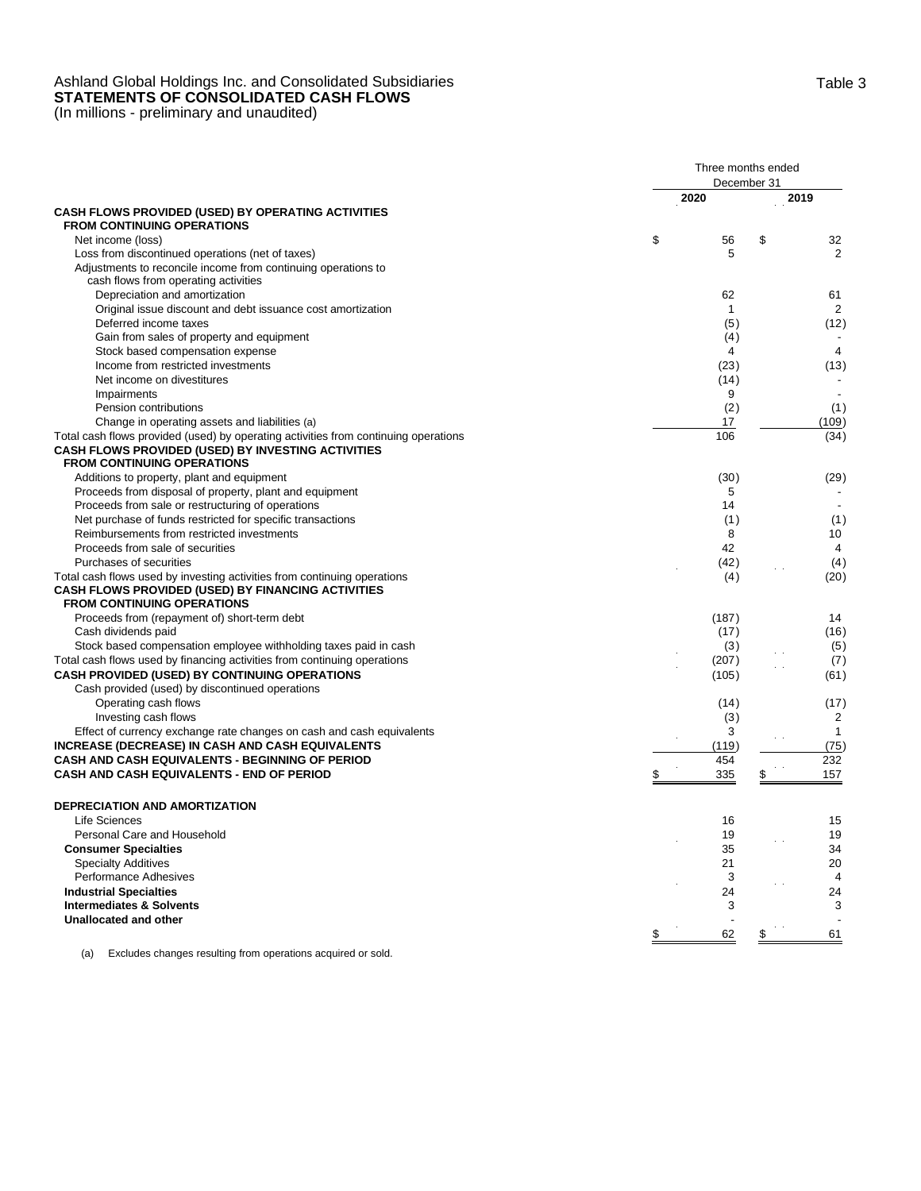Ashland Global Holdings Inc. and Consolidated Subsidiaries

**STATEMENTS OF CONSOLIDATED CASH FLOWS**

(In millions - preliminary and unaudited)

Table 3

| | Three months ended December 31 | |
|---|---|---|
| | **2020** | **2019** |
| **CASH FLOWS PROVIDED (USED) BY OPERATING ACTIVITIES FROM CONTINUING OPERATIONS** | | |
| Net income (loss) | $ 56 | $ 32 |
| Loss from discontinued operations (net of taxes) | 5 | 2 |
| Adjustments to reconcile income from continuing operations to cash flows from operating activities | | |
| Depreciation and amortization | 62 | 61 |
| Original issue discount and debt issuance cost amortization | 1 | 2 |
| Deferred income taxes | (5) | (12) |
| Gain from sales of property and equipment | (4) | - |
| Stock based compensation expense | 4 | 4 |
| Income from restricted investments | (23) | (13) |
| Net income on divestitures | (14) | - |
| Impairments | 9 | - |
| Pension contributions | (2) | (1) |
| Change in operating assets and liabilities (a) | 17 | (109) |
| Total cash flows provided (used) by operating activities from continuing operations | 106 | (34) |
| **CASH FLOWS PROVIDED (USED) BY INVESTING ACTIVITIES FROM CONTINUING OPERATIONS** | | |
| Additions to property, plant and equipment | (30) | (29) |
| Proceeds from disposal of property, plant and equipment | 5 | - |
| Proceeds from sale or restructuring of operations | 14 | - |
| Net purchase of funds restricted for specific transactions | (1) | (1) |
| Reimbursements from restricted investments | 8 | 10 |
| Proceeds from sale of securities | 42 | 4 |
| Purchases of securities | (42) | (4) |
| Total cash flows used by investing activities from continuing operations | (4) | (20) |
| **CASH FLOWS PROVIDED (USED) BY FINANCING ACTIVITIES FROM CONTINUING OPERATIONS** | | |
| Proceeds from (repayment of) short-term debt | (187) | 14 |
| Cash dividends paid | (17) | (16) |
| Stock based compensation employee withholding taxes paid in cash | (3) | (5) |
| Total cash flows used by financing activities from continuing operations | (207) | (7) |
| **CASH PROVIDED (USED) BY CONTINUING OPERATIONS** | (105) | (61) |
| Cash provided (used) by discontinued operations | | |
| Operating cash flows | (14) | (17) |
| Investing cash flows | (3) | 2 |
| Effect of currency exchange rate changes on cash and cash equivalents | 3 | 1 |
| **INCREASE (DECREASE) IN CASH AND CASH EQUIVALENTS** | (119) | (75) |
| **CASH AND CASH EQUIVALENTS - BEGINNING OF PERIOD** | 454 | 232 |
| **CASH AND CASH EQUIVALENTS - END OF PERIOD** | $ 335 | $ 157 |
| | | |
| **DEPRECIATION AND AMORTIZATION** | | |
| Life Sciences | 16 | 15 |
| Personal Care and Household | 19 | 19 |
| **Consumer Specialties** | 35 | 34 |
| Specialty Additives | 21 | 20 |
| Performance Adhesives | 3 | 4 |
| **Industrial Specialties** | 24 | 24 |
| **Intermediates & Solvents** | 3 | 3 |
| **Unallocated and other** | - | - |
| | $ 62 | $ 61 |

(a) Excludes changes resulting from operations acquired or sold.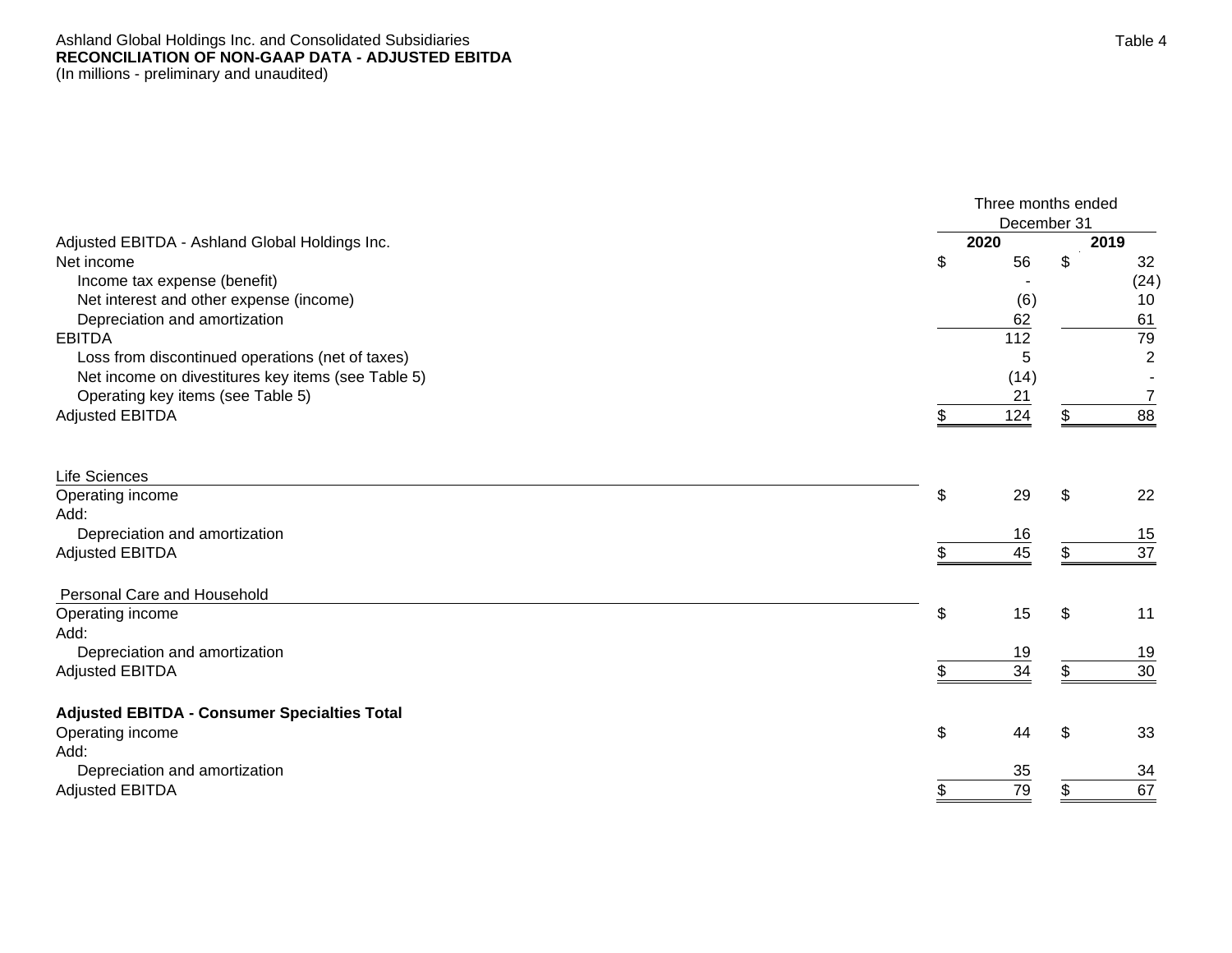Ashland Global Holdings Inc. and Consolidated Subsidiaries

**RECONCILIATION OF NON-GAAP DATA - ADJUSTED EBITDA**

(In millions - preliminary and unaudited)

Table 4

| | Three months ended December 31 | |
|---|---|---|
| Adjusted EBITDA - Ashland Global Holdings Inc. | **2020** | **2019** |
| Net income | $ 56 | $ 32 |
| Income tax expense (benefit) | - | (24) |
| Net interest and other expense (income) | (6) | 10 |
| Depreciation and amortization | 62 | 61 |
| EBITDA | 112 | 79 |
| Loss from discontinued operations (net of taxes) | 5 | 2 |
| Net income on divestitures key items (see Table 5) | (14) | - |
| Operating key items (see Table 5) | 21 | 7 |
| Adjusted EBITDA | $ 124 | $ 88 |
| | | |
| Life Sciences | | |
| Operating income | $ 29 | $ 22 |
| Add: | | |
| Depreciation and amortization | 16 | 15 |
| Adjusted EBITDA | $ 45 | $ 37 |
| | | |
| Personal Care and Household | | |
| Operating income | $ 15 | $ 11 |
| Add: | | |
| Depreciation and amortization | 19 | 19 |
| Adjusted EBITDA | $ 34 | $ 30 |
| | | |
| **Adjusted EBITDA - Consumer Specialties Total** | | |
| Operating income | $ 44 | $ 33 |
| Add: | | |
| Depreciation and amortization | 35 | 34 |
| Adjusted EBITDA | $ 79 | $ 67 |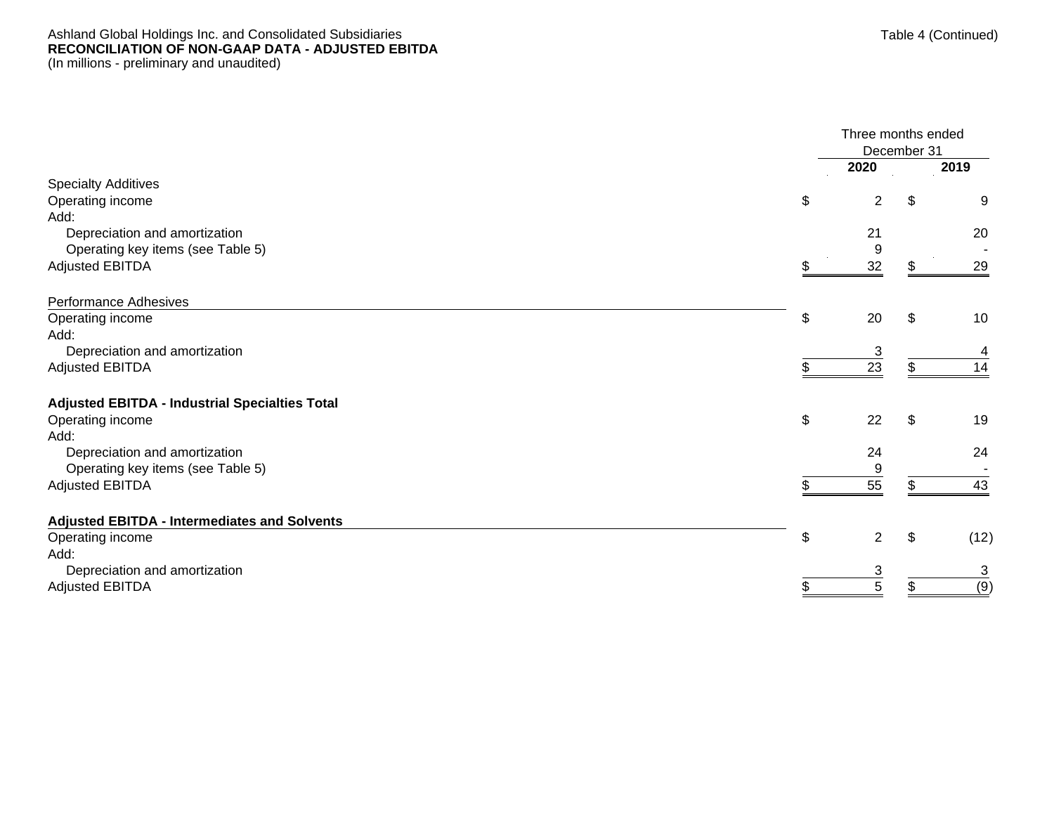Ashland Global Holdings Inc. and Consolidated Subsidiaries

Table 4 (Continued)

**RECONCILIATION OF NON-GAAP DATA - ADJUSTED EBITDA**

(In millions - preliminary and unaudited)

| | Three months ended December 31 | |
|---|---|---|
| | **2020** | **2019** |
| Specialty Additives | | |
| Operating income | $ 2 | $ 9 |
| Add: | | |
| Depreciation and amortization | 21 | 20 |
| Operating key items (see Table 5) | 9 | - |
| Adjusted EBITDA | $ 32 | $ 29 |
| | | |
| Performance Adhesives | | |
| Operating income | $ 20 | $ 10 |
| Add: | | |
| Depreciation and amortization | 3 | 4 |
| Adjusted EBITDA | $ 23 | $ 14 |
| | | |
| **Adjusted EBITDA - Industrial Specialties Total** | | |
| Operating income | $ 22 | $ 19 |
| Add: | | |
| Depreciation and amortization | 24 | 24 |
| Operating key items (see Table 5) | 9 | - |
| Adjusted EBITDA | $ 55 | $ 43 |
| | | |
| **Adjusted EBITDA - Intermediates and Solvents** | | |
| Operating income | $ 2 | $ (12) |
| Add: | | |
| Depreciation and amortization | 3 | 3 |
| Adjusted EBITDA | $ 5 | $ (9) |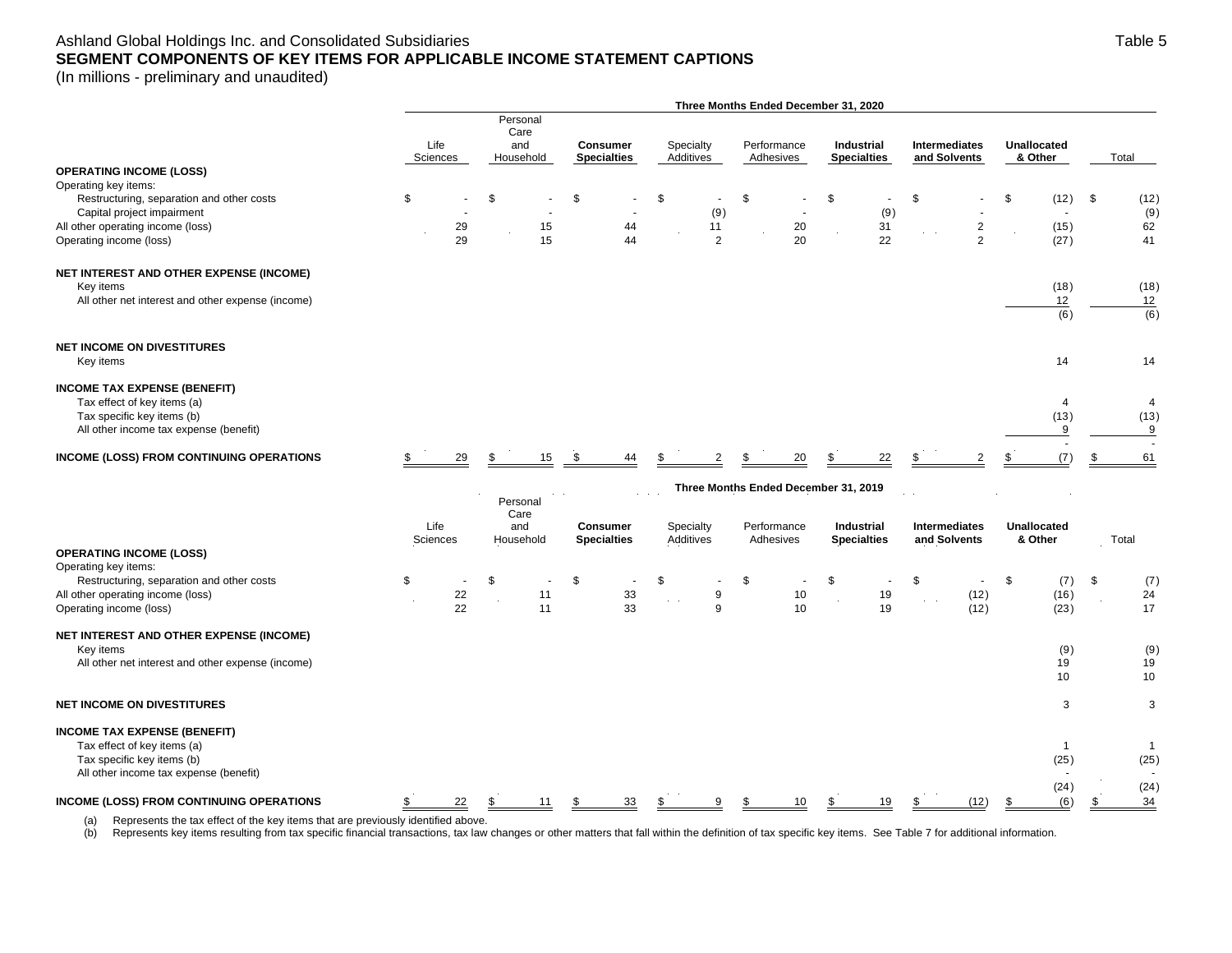Ashland Global Holdings Inc. and Consolidated Subsidiaries

Table 5

**SEGMENT COMPONENTS OF KEY ITEMS FOR APPLICABLE INCOME STATEMENT CAPTIONS**

(In millions - preliminary and unaudited)

| | Three Months Ended December 31, 2020 | | | | | | | | |
|---|---|---|---|---|---|---|---|---|---|
| | Life Sciences | Personal Care and Household | **Consumer Specialties** | Specialty Additives | Performance Adhesives | **Industrial Specialties** | **Intermediates and Solvents** | **Unallocated & Other** | Total |
| **OPERATING INCOME (LOSS)** | | | | | | | | | |
| Operating key items: | | | | | | | | | |
| Restructuring, separation and other costs | $ - | $ - | $ - | $ - | $ - | $ - | $ - | $ (12) | $ (12) |
| Capital project impairment | - | - | - | (9) | - | (9) | - | - | (9) |
| All other operating income (loss) | 29 | 15 | 44 | 11 | 20 | 31 | 2 | (15) | 62 |
| Operating income (loss) | 29 | 15 | 44 | 2 | 20 | 22 | 2 | (27) | 41 |
| **NET INTEREST AND OTHER EXPENSE (INCOME)** | | | | | | | | | |
| Key items | | | | | | | | (18) | (18) |
| All other net interest and other expense (income) | | | | | | | | 12 | 12 |
| | | | | | | | | (6) | (6) |
| **NET INCOME ON DIVESTITURES** | | | | | | | | | |
| Key items | | | | | | | | 14 | 14 |
| **INCOME TAX EXPENSE (BENEFIT)** | | | | | | | | | |
| Tax effect of key items (a) | | | | | | | | 4 | 4 |
| Tax specific key items (b) | | | | | | | | (13) | (13) |
| All other income tax expense (benefit) | | | | | | | | 9 | 9 |
| | | | | | | | | - | - |
| **INCOME (LOSS) FROM CONTINUING OPERATIONS** | $ 29 | $ 15 | $ 44 | $ 2 | $ 20 | $ 22 | $ 2 | $ (7) | $ 61 |

| | Three Months Ended December 31, 2019 | | | | | | | | |
|---|---|---|---|---|---|---|---|---|---|
| | Life Sciences | Personal Care and Household | **Consumer Specialties** | Specialty Additives | Performance Adhesives | **Industrial Specialties** | **Intermediates and Solvents** | **Unallocated & Other** | Total |
| **OPERATING INCOME (LOSS)** | | | | | | | | | |
| Operating key items: | | | | | | | | | |
| Restructuring, separation and other costs | $ - | $ - | $ - | $ - | $ - | $ - | $ - | $ (7) | $ (7) |
| All other operating income (loss) | 22 | 11 | 33 | 9 | 10 | 19 | (12) | (16) | 24 |
| Operating income (loss) | 22 | 11 | 33 | 9 | 10 | 19 | (12) | (23) | 17 |
| **NET INTEREST AND OTHER EXPENSE (INCOME)** | | | | | | | | | |
| Key items | | | | | | | | (9) | (9) |
| All other net interest and other expense (income) | | | | | | | | 19 | 19 |
| | | | | | | | | 10 | 10 |
| **NET INCOME ON DIVESTITURES** | | | | | | | | 3 | 3 |
| **INCOME TAX EXPENSE (BENEFIT)** | | | | | | | | | |
| Tax effect of key items (a) | | | | | | | | 1 | 1 |
| Tax specific key items (b) | | | | | | | | (25) | (25) |
| All other income tax expense (benefit) | | | | | | | | - | - |
| | | | | | | | | (24) | (24) |
| **INCOME (LOSS) FROM CONTINUING OPERATIONS** | $ 22 | $ 11 | $ 33 | $ 9 | $ 10 | $ 19 | $ (12) | $ (6) | $ 34 |

(a) Represents the tax effect of the key items that are previously identified above.

(b) Represents key items resulting from tax specific financial transactions, tax law changes or other matters that fall within the definition of tax specific key items. See Table 7 for additional information.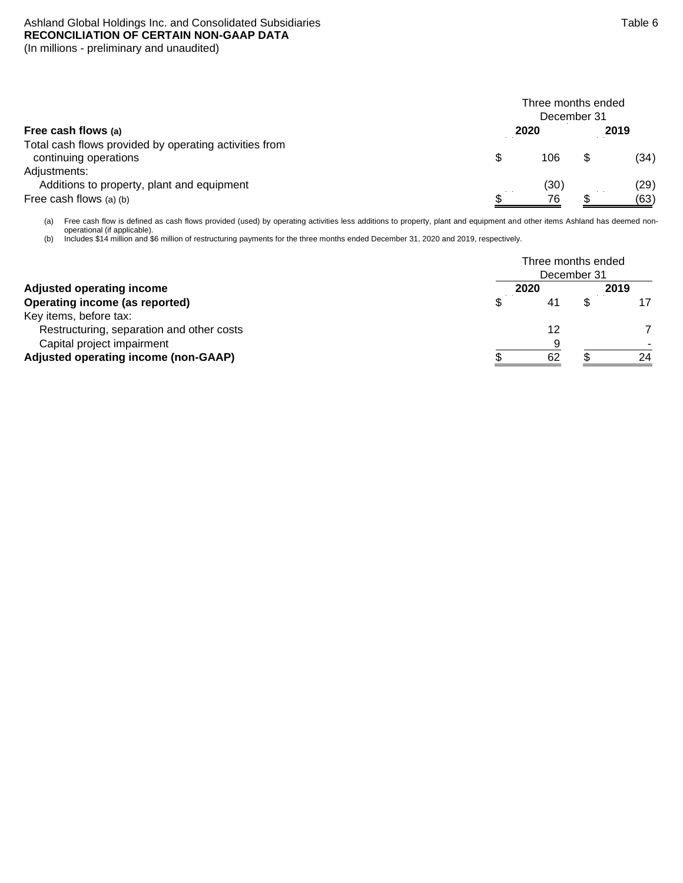Ashland Global Holdings Inc. and Consolidated Subsidiaries

Table 6

**RECONCILIATION OF CERTAIN NON-GAAP DATA**

(In millions - preliminary and unaudited)

| | Three months ended December 31 | |
|---|---|---|
| **Free cash flows (a)** | **2020** | **2019** |
| Total cash flows provided by operating activities from continuing operations | $ 106 | $ (34) |
| Adjustments: | | |
| Additions to property, plant and equipment | (30) | (29) |
| Free cash flows (a) (b) | $ 76 | $ (63) |

(a) Free cash flow is defined as cash flows provided (used) by operating activities less additions to property, plant and equipment and other items Ashland has deemed non-operational (if applicable).

(b) Includes $14 million and $6 million of restructuring payments for the three months ended December 31, 2020 and 2019, respectively.

| | Three months ended December 31 | |
|---|---|---|
| **Adjusted operating income** | **2020** | **2019** |
| **Operating income (as reported)** | $ 41 | $ 17 |
| Key items, before tax: | | |
| Restructuring, separation and other costs | 12 | 7 |
| Capital project impairment | 9 | - |
| **Adjusted operating income (non-GAAP)** | $ 62 | $ 24 |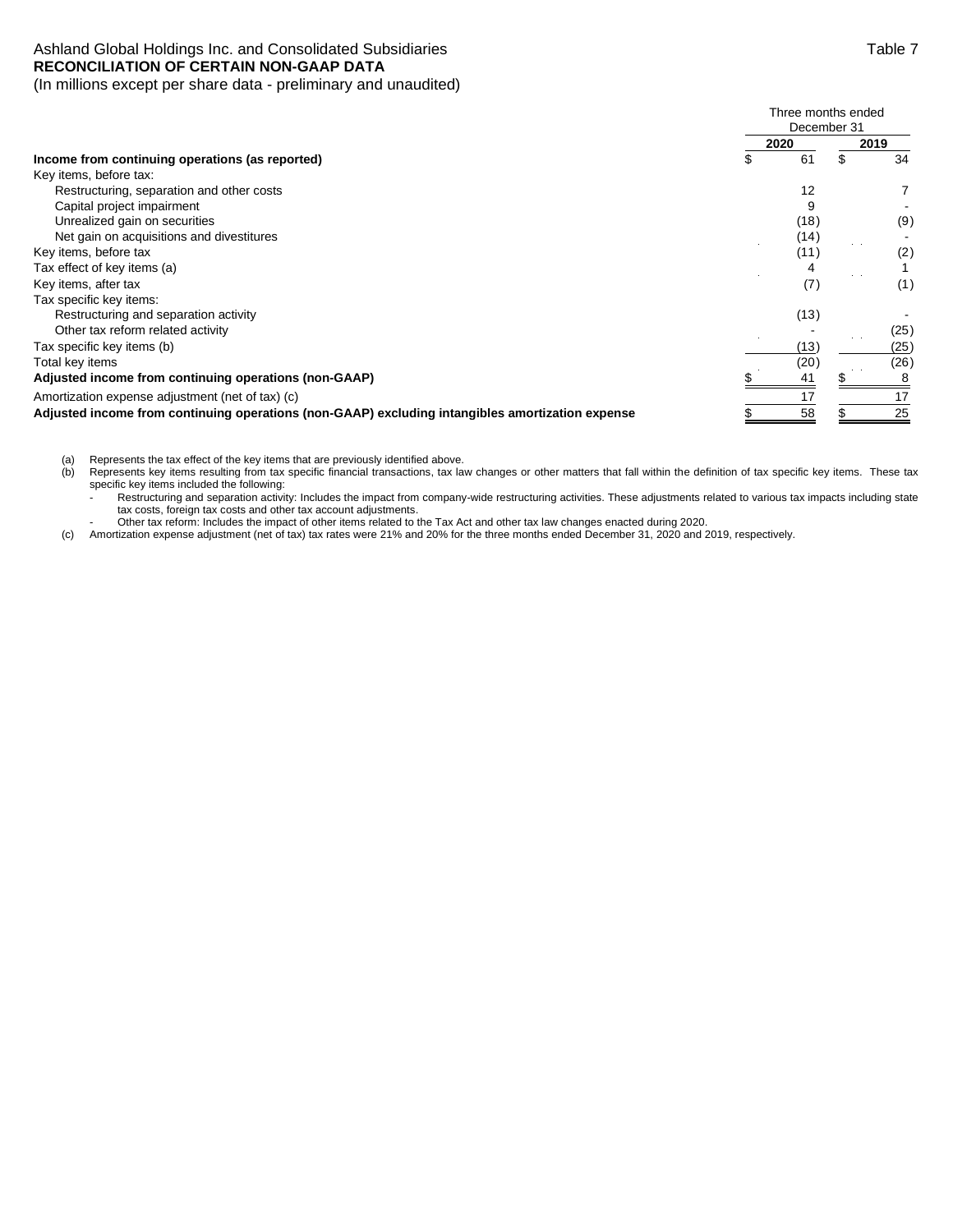Ashland Global Holdings Inc. and Consolidated Subsidiaries

Table 7

**RECONCILIATION OF CERTAIN NON-GAAP DATA**

(In millions except per share data - preliminary and unaudited)

| | Three months ended December 31 | |
|---|---|---|
| | **2020** | **2019** |
| **Income from continuing operations (as reported)** | $ 61 | $ 34 |
| Key items, before tax: | | |
| Restructuring, separation and other costs | 12 | 7 |
| Capital project impairment | 9 | - |
| Unrealized gain on securities | (18) | (9) |
| Net gain on acquisitions and divestitures | (14) | - |
| Key items, before tax | (11) | (2) |
| Tax effect of key items (a) | 4 | 1 |
| Key items, after tax | (7) | (1) |
| Tax specific key items: | | |
| Restructuring and separation activity | (13) | - |
| Other tax reform related activity | - | (25) |
| Tax specific key items (b) | (13) | (25) |
| Total key items | (20) | (26) |
| **Adjusted income from continuing operations (non-GAAP)** | $ 41 | $ 8 |
| Amortization expense adjustment (net of tax) (c) | 17 | 17 |
| **Adjusted income from continuing operations (non-GAAP) excluding intangibles amortization expense** | $ 58 | $ 25 |

(a) Represents the tax effect of the key items that are previously identified above.

(b) Represents key items resulting from tax specific financial transactions, tax law changes or other matters that fall within the definition of tax specific key items. These tax specific key items included the following:

- Restructuring and separation activity: Includes the impact from company-wide restructuring activities. These adjustments related to various tax impacts including state tax costs, foreign tax costs and other tax account adjustments.
- Other tax reform: Includes the impact of other items related to the Tax Act and other tax law changes enacted during 2020.

(c) Amortization expense adjustment (net of tax) tax rates were 21% and 20% for the three months ended December 31, 2020 and 2019, respectively.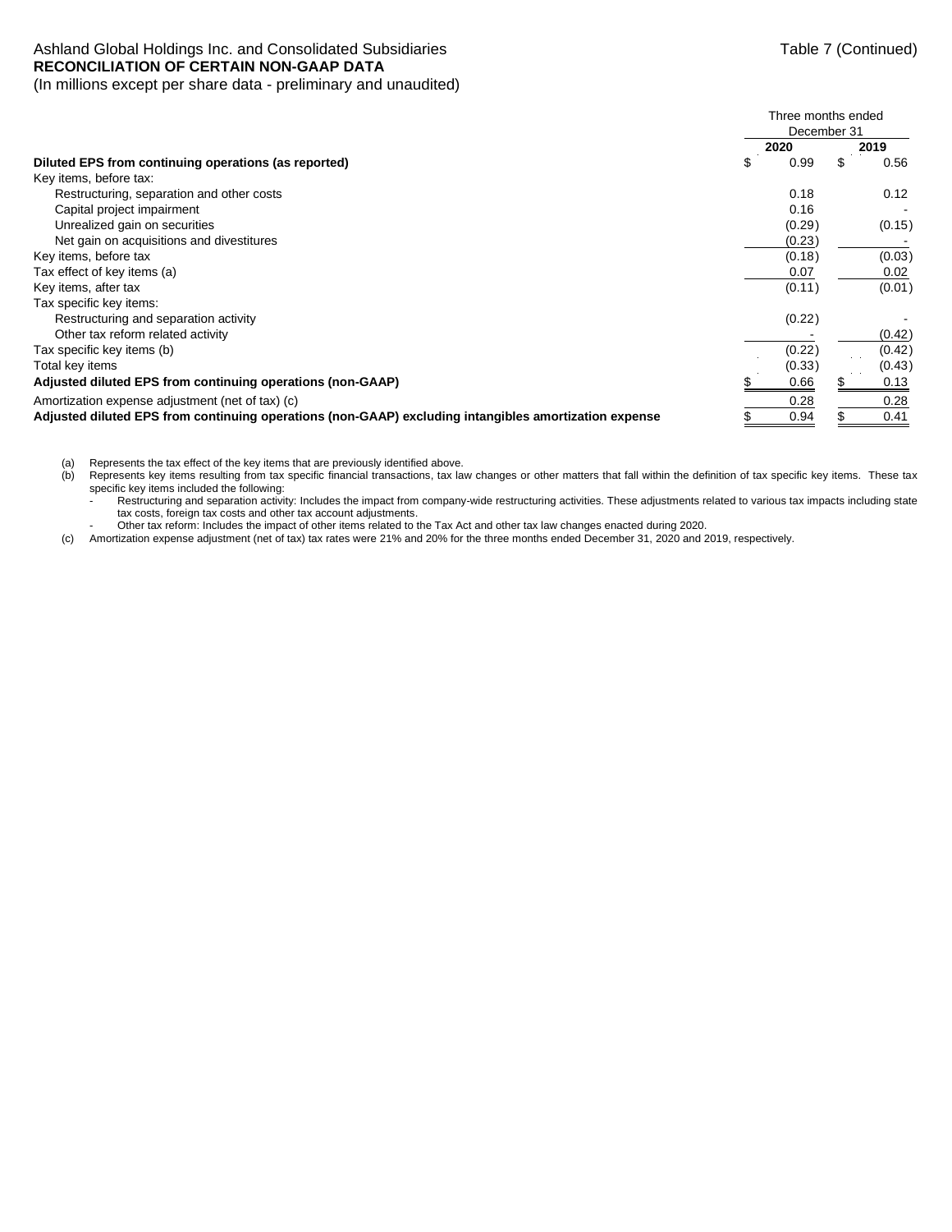Ashland Global Holdings Inc. and Consolidated Subsidiaries

Table 7 (Continued)

**RECONCILIATION OF CERTAIN NON-GAAP DATA**

(In millions except per share data - preliminary and unaudited)

| | Three months ended December 31 | |
|---|---|---|
| | **2020** | **2019** |
| **Diluted EPS from continuing operations (as reported)** | $ 0.99 | $ 0.56 |
| Key items, before tax: | | |
| Restructuring, separation and other costs | 0.18 | 0.12 |
| Capital project impairment | 0.16 | - |
| Unrealized gain on securities | (0.29) | (0.15) |
| Net gain on acquisitions and divestitures | (0.23) | - |
| Key items, before tax | (0.18) | (0.03) |
| Tax effect of key items (a) | 0.07 | 0.02 |
| Key items, after tax | (0.11) | (0.01) |
| Tax specific key items: | | |
| Restructuring and separation activity | (0.22) | - |
| Other tax reform related activity | - | (0.42) |
| Tax specific key items (b) | (0.22) | (0.42) |
| Total key items | (0.33) | (0.43) |
| **Adjusted diluted EPS from continuing operations (non-GAAP)** | $ 0.66 | $ 0.13 |
| Amortization expense adjustment (net of tax) (c) | 0.28 | 0.28 |
| **Adjusted diluted EPS from continuing operations (non-GAAP) excluding intangibles amortization expense** | $ 0.94 | $ 0.41 |

(a) Represents the tax effect of the key items that are previously identified above.

(b) Represents key items resulting from tax specific financial transactions, tax law changes or other matters that fall within the definition of tax specific key items. These tax specific key items included the following:

- Restructuring and separation activity: Includes the impact from company-wide restructuring activities. These adjustments related to various tax impacts including state tax costs, foreign tax costs and other tax account adjustments.
- Other tax reform: Includes the impact of other items related to the Tax Act and other tax law changes enacted during 2020.

(c) Amortization expense adjustment (net of tax) tax rates were 21% and 20% for the three months ended December 31, 2020 and 2019, respectively.